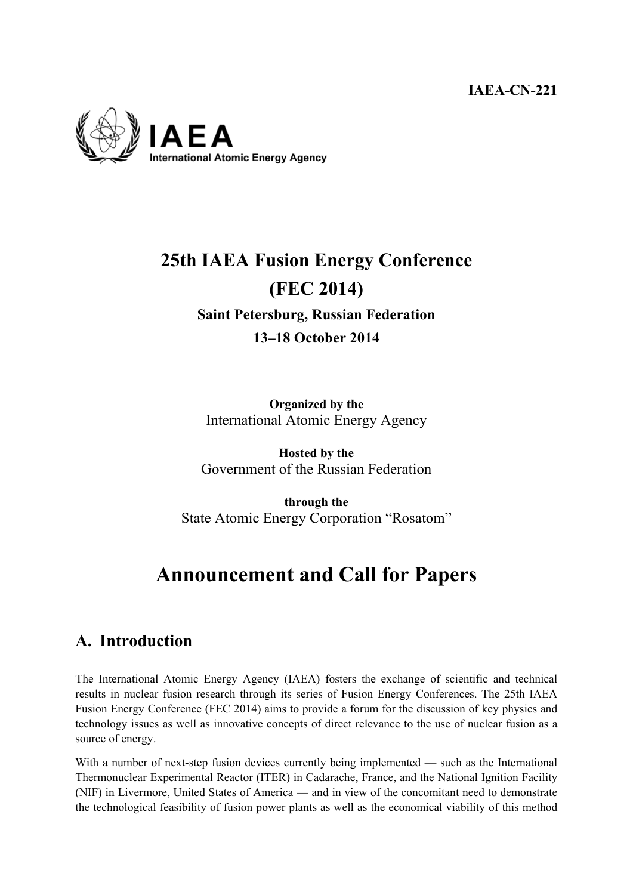**IAEA-CN-221**

IAEA
International Atomic Energy Agency

# 25th IAEA Fusion Energy Conference (FEC 2014)

**Saint Petersburg, Russian Federation**

**13–18 October 2014**

**Organized by the**
International Atomic Energy Agency

**Hosted by the**
Government of the Russian Federation

**through the**
State Atomic Energy Corporation "Rosatom"

# Announcement and Call for Papers

## A. Introduction

The International Atomic Energy Agency (IAEA) fosters the exchange of scientific and technical results in nuclear fusion research through its series of Fusion Energy Conferences. The 25th IAEA Fusion Energy Conference (FEC 2014) aims to provide a forum for the discussion of key physics and technology issues as well as innovative concepts of direct relevance to the use of nuclear fusion as a source of energy.

With a number of next-step fusion devices currently being implemented — such as the International Thermonuclear Experimental Reactor (ITER) in Cadarache, France, and the National Ignition Facility (NIF) in Livermore, United States of America — and in view of the concomitant need to demonstrate the technological feasibility of fusion power plants as well as the economical viability of this method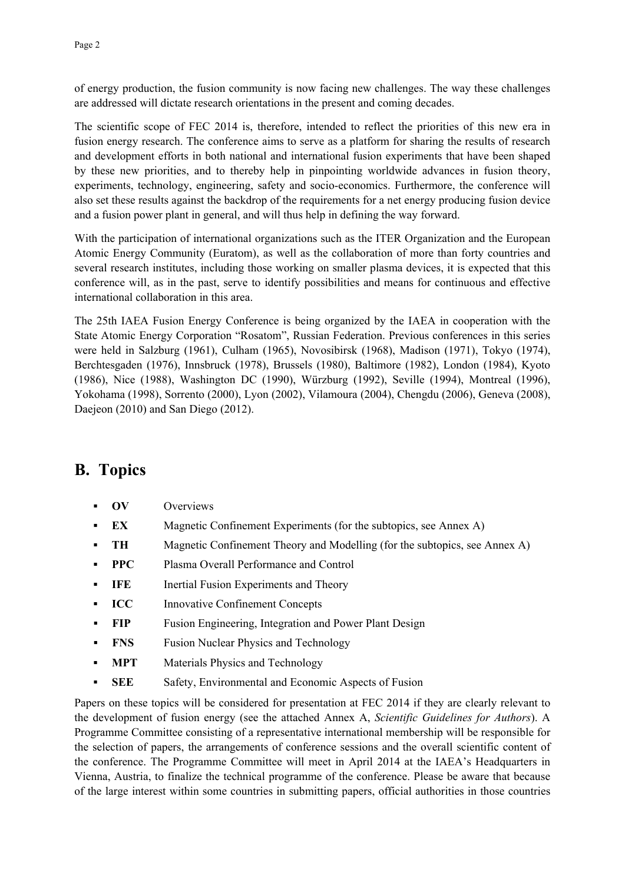of energy production, the fusion community is now facing new challenges. The way these challenges are addressed will dictate research orientations in the present and coming decades.

The scientific scope of FEC 2014 is, therefore, intended to reflect the priorities of this new era in fusion energy research. The conference aims to serve as a platform for sharing the results of research and development efforts in both national and international fusion experiments that have been shaped by these new priorities, and to thereby help in pinpointing worldwide advances in fusion theory, experiments, technology, engineering, safety and socio-economics. Furthermore, the conference will also set these results against the backdrop of the requirements for a net energy producing fusion device and a fusion power plant in general, and will thus help in defining the way forward.

With the participation of international organizations such as the ITER Organization and the European Atomic Energy Community (Euratom), as well as the collaboration of more than forty countries and several research institutes, including those working on smaller plasma devices, it is expected that this conference will, as in the past, serve to identify possibilities and means for continuous and effective international collaboration in this area.

The 25th IAEA Fusion Energy Conference is being organized by the IAEA in cooperation with the State Atomic Energy Corporation "Rosatom", Russian Federation. Previous conferences in this series were held in Salzburg (1961), Culham (1965), Novosibirsk (1968), Madison (1971), Tokyo (1974), Berchtesgaden (1976), Innsbruck (1978), Brussels (1980), Baltimore (1982), London (1984), Kyoto (1986), Nice (1988), Washington DC (1990), Würzburg (1992), Seville (1994), Montreal (1996), Yokohama (1998), Sorrento (2000), Lyon (2002), Vilamoura (2004), Chengdu (2006), Geneva (2008), Daejeon (2010) and San Diego (2012).

## B. Topics

- **OV** Overviews
- **EX** Magnetic Confinement Experiments (for the subtopics, see Annex A)
- **TH** Magnetic Confinement Theory and Modelling (for the subtopics, see Annex A)
- **PPC** Plasma Overall Performance and Control
- **IFE** Inertial Fusion Experiments and Theory
- **ICC** Innovative Confinement Concepts
- **FIP** Fusion Engineering, Integration and Power Plant Design
- **FNS** Fusion Nuclear Physics and Technology
- **MPT** Materials Physics and Technology
- **SEE** Safety, Environmental and Economic Aspects of Fusion

Papers on these topics will be considered for presentation at FEC 2014 if they are clearly relevant to the development of fusion energy (see the attached Annex A, *Scientific Guidelines for Authors*). A Programme Committee consisting of a representative international membership will be responsible for the selection of papers, the arrangements of conference sessions and the overall scientific content of the conference. The Programme Committee will meet in April 2014 at the IAEA's Headquarters in Vienna, Austria, to finalize the technical programme of the conference. Please be aware that because of the large interest within some countries in submitting papers, official authorities in those countries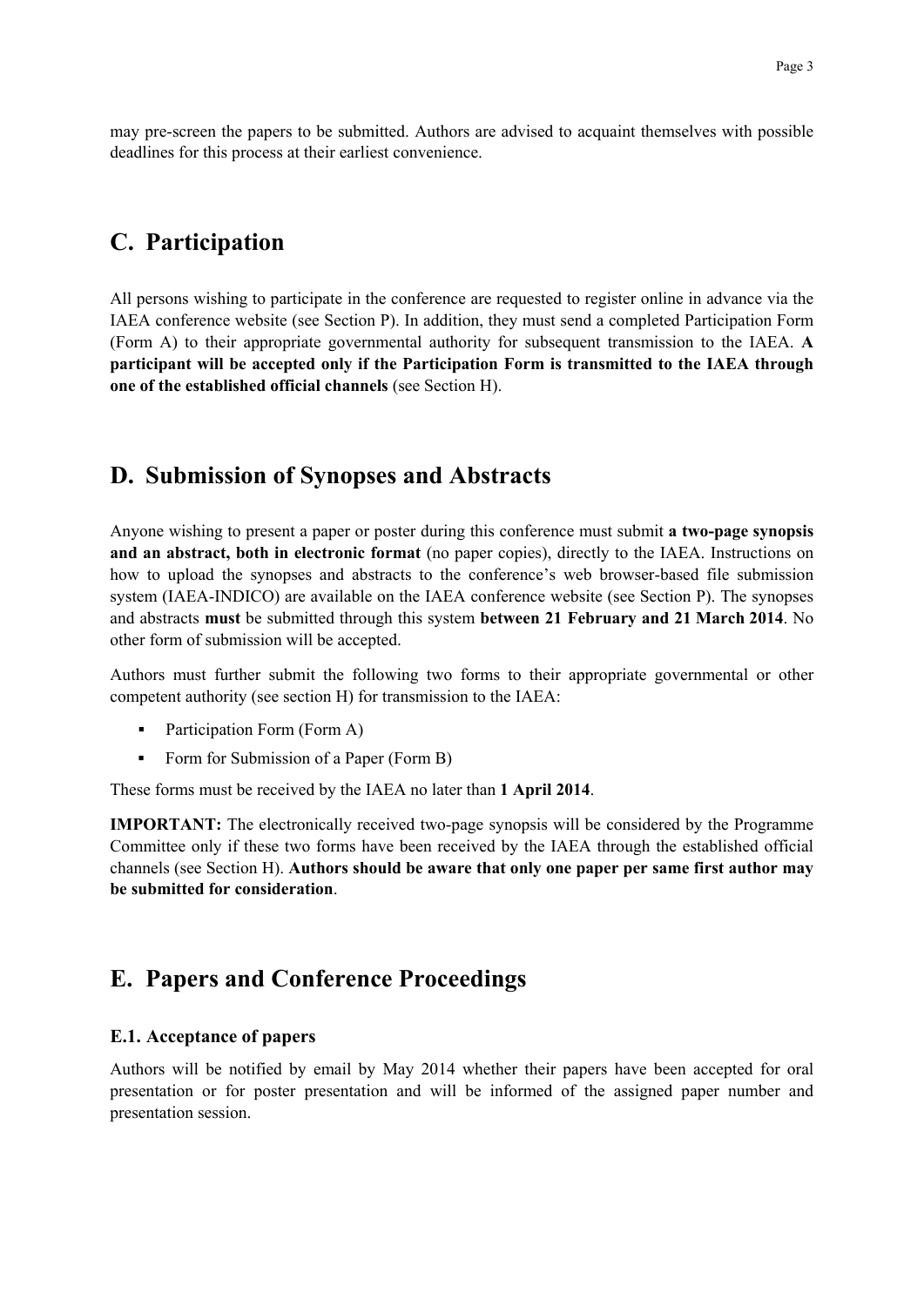may pre-screen the papers to be submitted. Authors are advised to acquaint themselves with possible deadlines for this process at their earliest convenience.

## C. Participation

All persons wishing to participate in the conference are requested to register online in advance via the IAEA conference website (see Section P). In addition, they must send a completed Participation Form (Form A) to their appropriate governmental authority for subsequent transmission to the IAEA. **A participant will be accepted only if the Participation Form is transmitted to the IAEA through one of the established official channels** (see Section H).

## D. Submission of Synopses and Abstracts

Anyone wishing to present a paper or poster during this conference must submit **a two-page synopsis and an abstract, both in electronic format** (no paper copies), directly to the IAEA. Instructions on how to upload the synopses and abstracts to the conference's web browser-based file submission system (IAEA-INDICO) are available on the IAEA conference website (see Section P). The synopses and abstracts **must** be submitted through this system **between 21 February and 21 March 2014**. No other form of submission will be accepted.

Authors must further submit the following two forms to their appropriate governmental or other competent authority (see section H) for transmission to the IAEA:

- Participation Form (Form A)
- Form for Submission of a Paper (Form B)

These forms must be received by the IAEA no later than **1 April 2014**.

**IMPORTANT:** The electronically received two-page synopsis will be considered by the Programme Committee only if these two forms have been received by the IAEA through the established official channels (see Section H). **Authors should be aware that only one paper per same first author may be submitted for consideration**.

## E. Papers and Conference Proceedings

### E.1. Acceptance of papers

Authors will be notified by email by May 2014 whether their papers have been accepted for oral presentation or for poster presentation and will be informed of the assigned paper number and presentation session.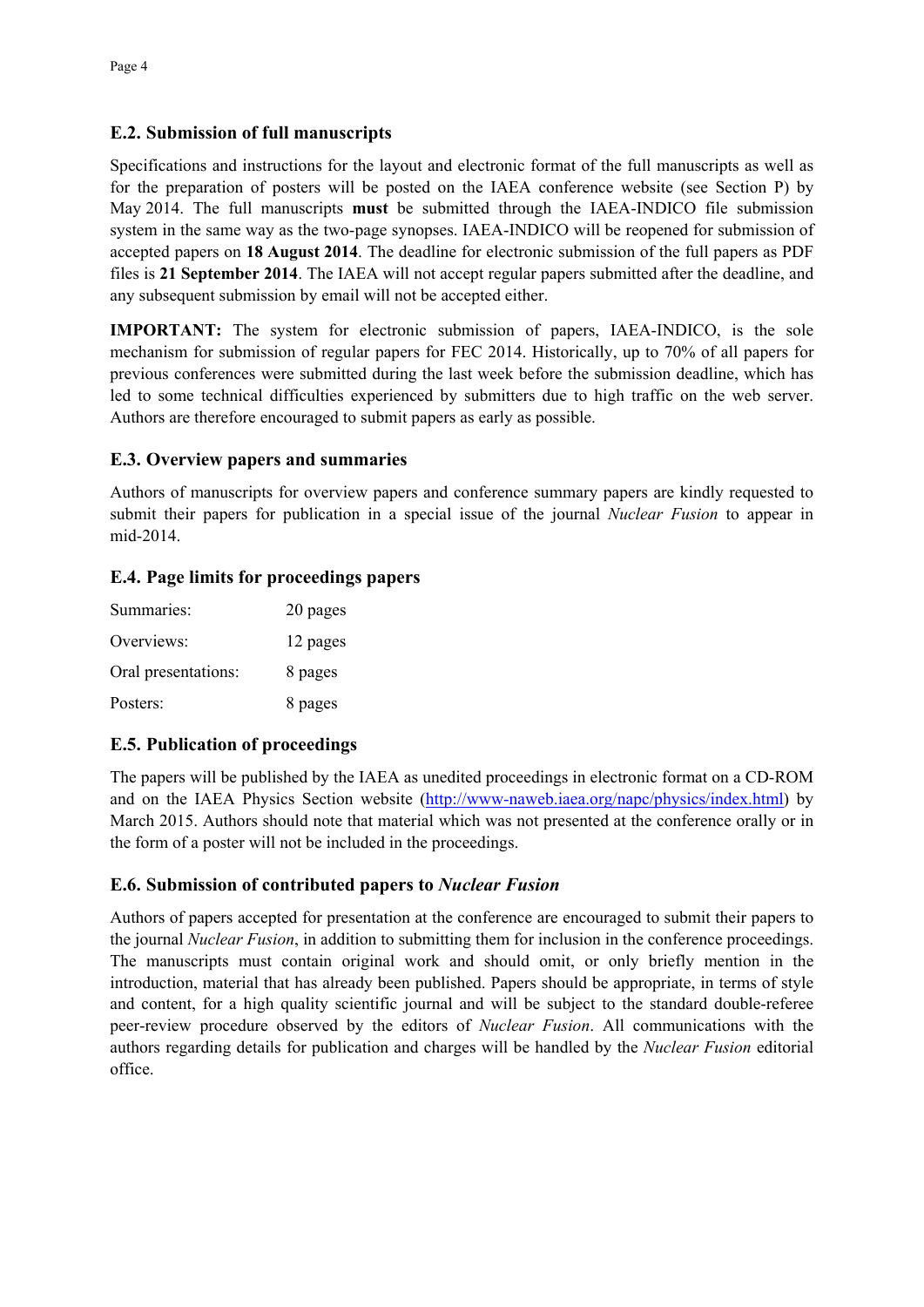### E.2. Submission of full manuscripts

Specifications and instructions for the layout and electronic format of the full manuscripts as well as for the preparation of posters will be posted on the IAEA conference website (see Section P) by May 2014. The full manuscripts **must** be submitted through the IAEA-INDICO file submission system in the same way as the two-page synopses. IAEA-INDICO will be reopened for submission of accepted papers on **18 August 2014**. The deadline for electronic submission of the full papers as PDF files is **21 September 2014**. The IAEA will not accept regular papers submitted after the deadline, and any subsequent submission by email will not be accepted either.

**IMPORTANT:** The system for electronic submission of papers, IAEA-INDICO, is the sole mechanism for submission of regular papers for FEC 2014. Historically, up to 70% of all papers for previous conferences were submitted during the last week before the submission deadline, which has led to some technical difficulties experienced by submitters due to high traffic on the web server. Authors are therefore encouraged to submit papers as early as possible.

### E.3. Overview papers and summaries

Authors of manuscripts for overview papers and conference summary papers are kindly requested to submit their papers for publication in a special issue of the journal *Nuclear Fusion* to appear in mid-2014.

### E.4. Page limits for proceedings papers

| | |
|---|---|
| Summaries: | 20 pages |
| Overviews: | 12 pages |
| Oral presentations: | 8 pages |
| Posters: | 8 pages |

### E.5. Publication of proceedings

The papers will be published by the IAEA as unedited proceedings in electronic format on a CD-ROM and on the IAEA Physics Section website (http://www-naweb.iaea.org/napc/physics/index.html) by March 2015. Authors should note that material which was not presented at the conference orally or in the form of a poster will not be included in the proceedings.

### E.6. Submission of contributed papers to *Nuclear Fusion*

Authors of papers accepted for presentation at the conference are encouraged to submit their papers to the journal *Nuclear Fusion*, in addition to submitting them for inclusion in the conference proceedings. The manuscripts must contain original work and should omit, or only briefly mention in the introduction, material that has already been published. Papers should be appropriate, in terms of style and content, for a high quality scientific journal and will be subject to the standard double-referee peer-review procedure observed by the editors of *Nuclear Fusion*. All communications with the authors regarding details for publication and charges will be handled by the *Nuclear Fusion* editorial office.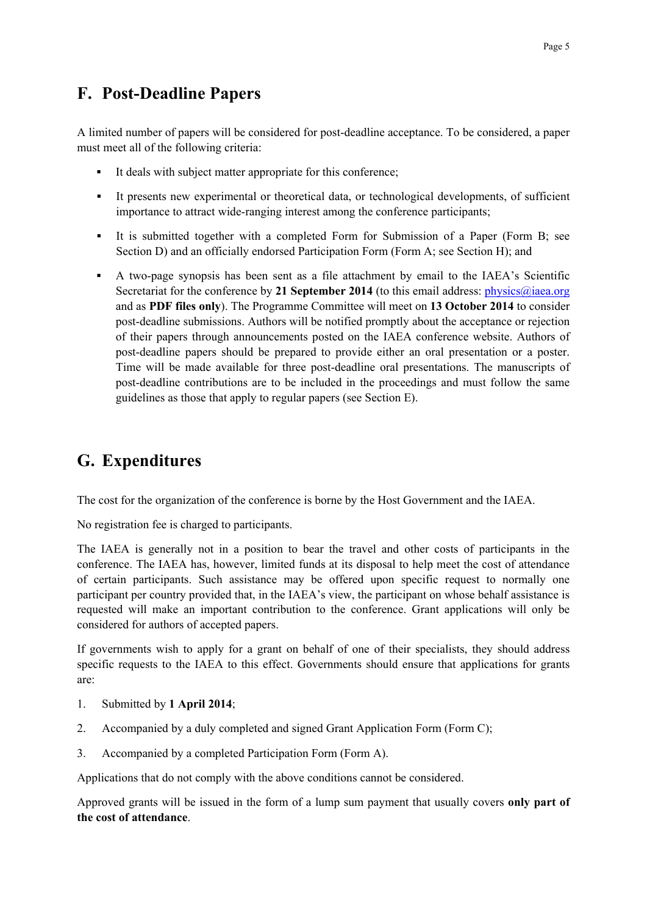## F. Post-Deadline Papers

A limited number of papers will be considered for post-deadline acceptance. To be considered, a paper must meet all of the following criteria:

- It deals with subject matter appropriate for this conference;
- It presents new experimental or theoretical data, or technological developments, of sufficient importance to attract wide-ranging interest among the conference participants;
- It is submitted together with a completed Form for Submission of a Paper (Form B; see Section D) and an officially endorsed Participation Form (Form A; see Section H); and
- A two-page synopsis has been sent as a file attachment by email to the IAEA's Scientific Secretariat for the conference by **21 September 2014** (to this email address: physics@iaea.org and as **PDF files only**). The Programme Committee will meet on **13 October 2014** to consider post-deadline submissions. Authors will be notified promptly about the acceptance or rejection of their papers through announcements posted on the IAEA conference website. Authors of post-deadline papers should be prepared to provide either an oral presentation or a poster. Time will be made available for three post-deadline oral presentations. The manuscripts of post-deadline contributions are to be included in the proceedings and must follow the same guidelines as those that apply to regular papers (see Section E).

## G. Expenditures

The cost for the organization of the conference is borne by the Host Government and the IAEA.

No registration fee is charged to participants.

The IAEA is generally not in a position to bear the travel and other costs of participants in the conference. The IAEA has, however, limited funds at its disposal to help meet the cost of attendance of certain participants. Such assistance may be offered upon specific request to normally one participant per country provided that, in the IAEA's view, the participant on whose behalf assistance is requested will make an important contribution to the conference. Grant applications will only be considered for authors of accepted papers.

If governments wish to apply for a grant on behalf of one of their specialists, they should address specific requests to the IAEA to this effect. Governments should ensure that applications for grants are:

1. Submitted by **1 April 2014**;
2. Accompanied by a duly completed and signed Grant Application Form (Form C);
3. Accompanied by a completed Participation Form (Form A).

Applications that do not comply with the above conditions cannot be considered.

Approved grants will be issued in the form of a lump sum payment that usually covers **only part of the cost of attendance**.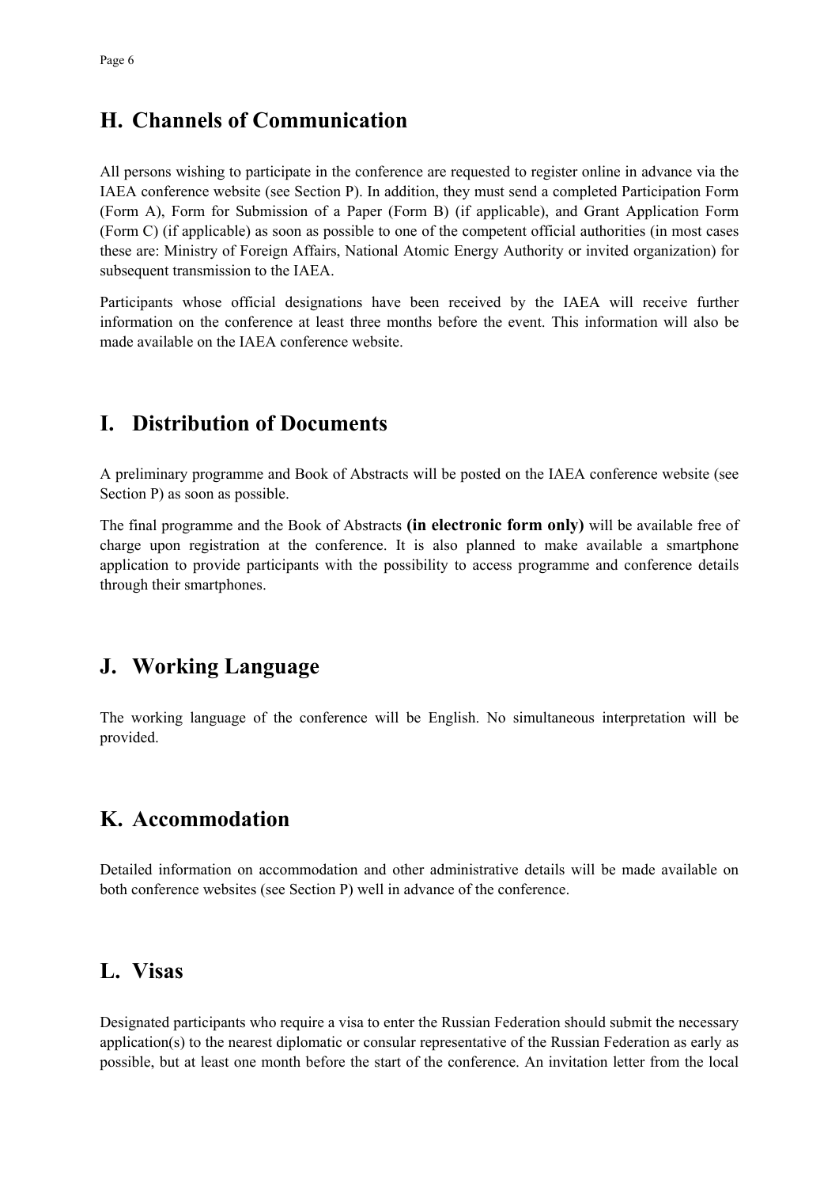## H. Channels of Communication

All persons wishing to participate in the conference are requested to register online in advance via the IAEA conference website (see Section P). In addition, they must send a completed Participation Form (Form A), Form for Submission of a Paper (Form B) (if applicable), and Grant Application Form (Form C) (if applicable) as soon as possible to one of the competent official authorities (in most cases these are: Ministry of Foreign Affairs, National Atomic Energy Authority or invited organization) for subsequent transmission to the IAEA.

Participants whose official designations have been received by the IAEA will receive further information on the conference at least three months before the event. This information will also be made available on the IAEA conference website.

## I. Distribution of Documents

A preliminary programme and Book of Abstracts will be posted on the IAEA conference website (see Section P) as soon as possible.

The final programme and the Book of Abstracts **(in electronic form only)** will be available free of charge upon registration at the conference. It is also planned to make available a smartphone application to provide participants with the possibility to access programme and conference details through their smartphones.

## J. Working Language

The working language of the conference will be English. No simultaneous interpretation will be provided.

## K. Accommodation

Detailed information on accommodation and other administrative details will be made available on both conference websites (see Section P) well in advance of the conference.

## L. Visas

Designated participants who require a visa to enter the Russian Federation should submit the necessary application(s) to the nearest diplomatic or consular representative of the Russian Federation as early as possible, but at least one month before the start of the conference. An invitation letter from the local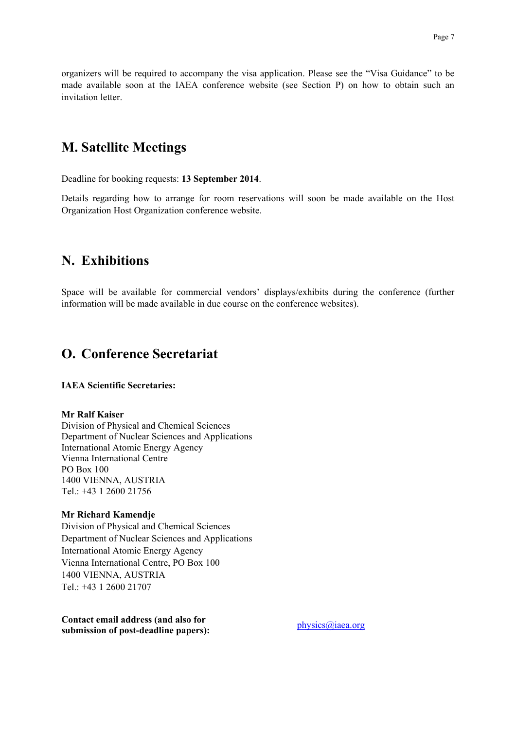organizers will be required to accompany the visa application. Please see the "Visa Guidance" to be made available soon at the IAEA conference website (see Section P) on how to obtain such an invitation letter.

## M. Satellite Meetings

Deadline for booking requests: **13 September 2014**.

Details regarding how to arrange for room reservations will soon be made available on the Host Organization Host Organization conference website.

## N. Exhibitions

Space will be available for commercial vendors' displays/exhibits during the conference (further information will be made available in due course on the conference websites).

## O. Conference Secretariat

**IAEA Scientific Secretaries:**

**Mr Ralf Kaiser**
Division of Physical and Chemical Sciences
Department of Nuclear Sciences and Applications
International Atomic Energy Agency
Vienna International Centre
PO Box 100
1400 VIENNA, AUSTRIA
Tel.: +43 1 2600 21756

**Mr Richard Kamendje**
Division of Physical and Chemical Sciences
Department of Nuclear Sciences and Applications
International Atomic Energy Agency
Vienna International Centre, PO Box 100
1400 VIENNA, AUSTRIA
Tel.: +43 1 2600 21707

**Contact email address (and also for submission of post-deadline papers):** physics@iaea.org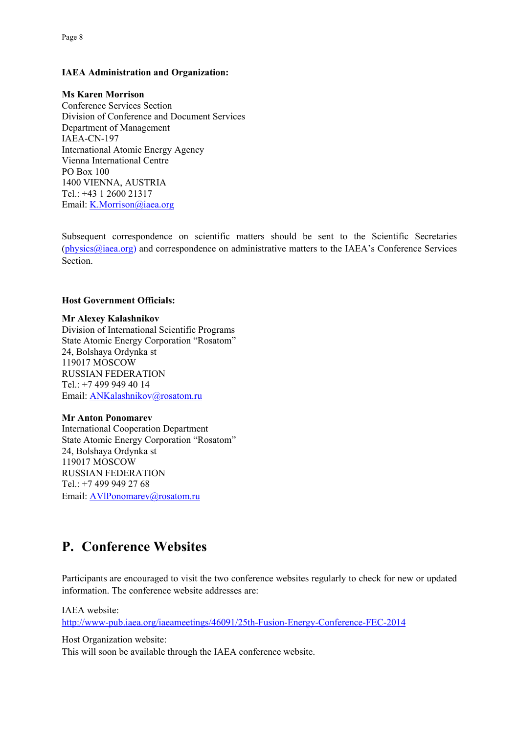**IAEA Administration and Organization:**

**Ms Karen Morrison**
Conference Services Section
Division of Conference and Document Services
Department of Management
IAEA-CN-197
International Atomic Energy Agency
Vienna International Centre
PO Box 100
1400 VIENNA, AUSTRIA
Tel.: +43 1 2600 21317
Email: K.Morrison@iaea.org

Subsequent correspondence on scientific matters should be sent to the Scientific Secretaries (physics@iaea.org) and correspondence on administrative matters to the IAEA's Conference Services Section.

**Host Government Officials:**

**Mr Alexey Kalashnikov**
Division of International Scientific Programs
State Atomic Energy Corporation "Rosatom"
24, Bolshaya Ordynka st
119017 MOSCOW
RUSSIAN FEDERATION
Tel.: +7 499 949 40 14
Email: ANKalashnikov@rosatom.ru

**Mr Anton Ponomarev**
International Cooperation Department
State Atomic Energy Corporation "Rosatom"
24, Bolshaya Ordynka st
119017 MOSCOW
RUSSIAN FEDERATION
Tel.: +7 499 949 27 68
Email: AVlPonomarev@rosatom.ru

# P. Conference Websites

Participants are encouraged to visit the two conference websites regularly to check for new or updated information. The conference website addresses are:

IAEA website:
http://www-pub.iaea.org/iaeameetings/46091/25th-Fusion-Energy-Conference-FEC-2014

Host Organization website:
This will soon be available through the IAEA conference website.